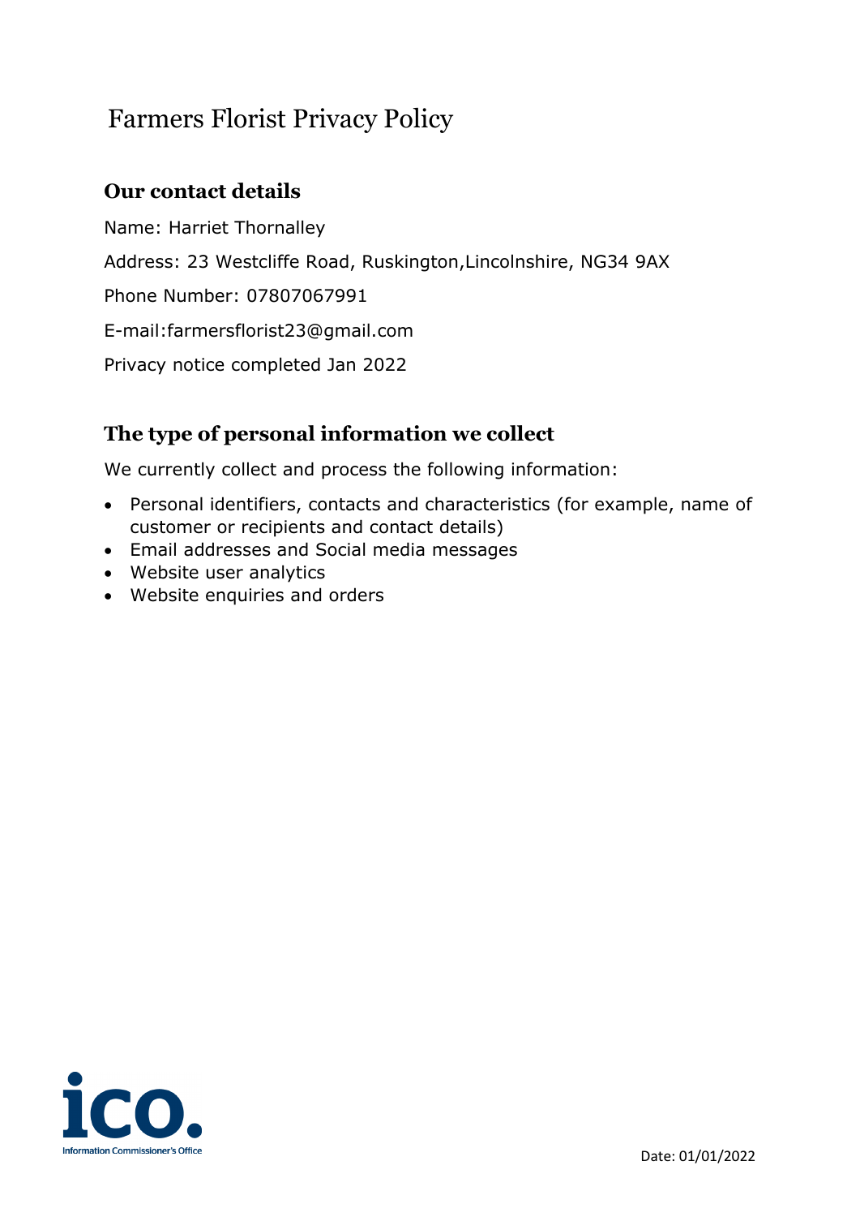# Farmers Florist Privacy Policy

## Our contact details

Name: Harriet Thornalley

Address: 23 Westcliffe Road, Ruskington,Lincolnshire, NG34 9AX

Phone Number: 07807067991

E-mail:farmersflorist23@gmail.com

Privacy notice completed Jan 2022

## The type of personal information we collect

We currently collect and process the following information:

- Personal identifiers, contacts and characteristics (for example, name of customer or recipients and contact details)
- Email addresses and Social media messages
- Website user analytics
- Website enquiries and orders

ico. Information Commissioner's Office

Date: 01/01/2022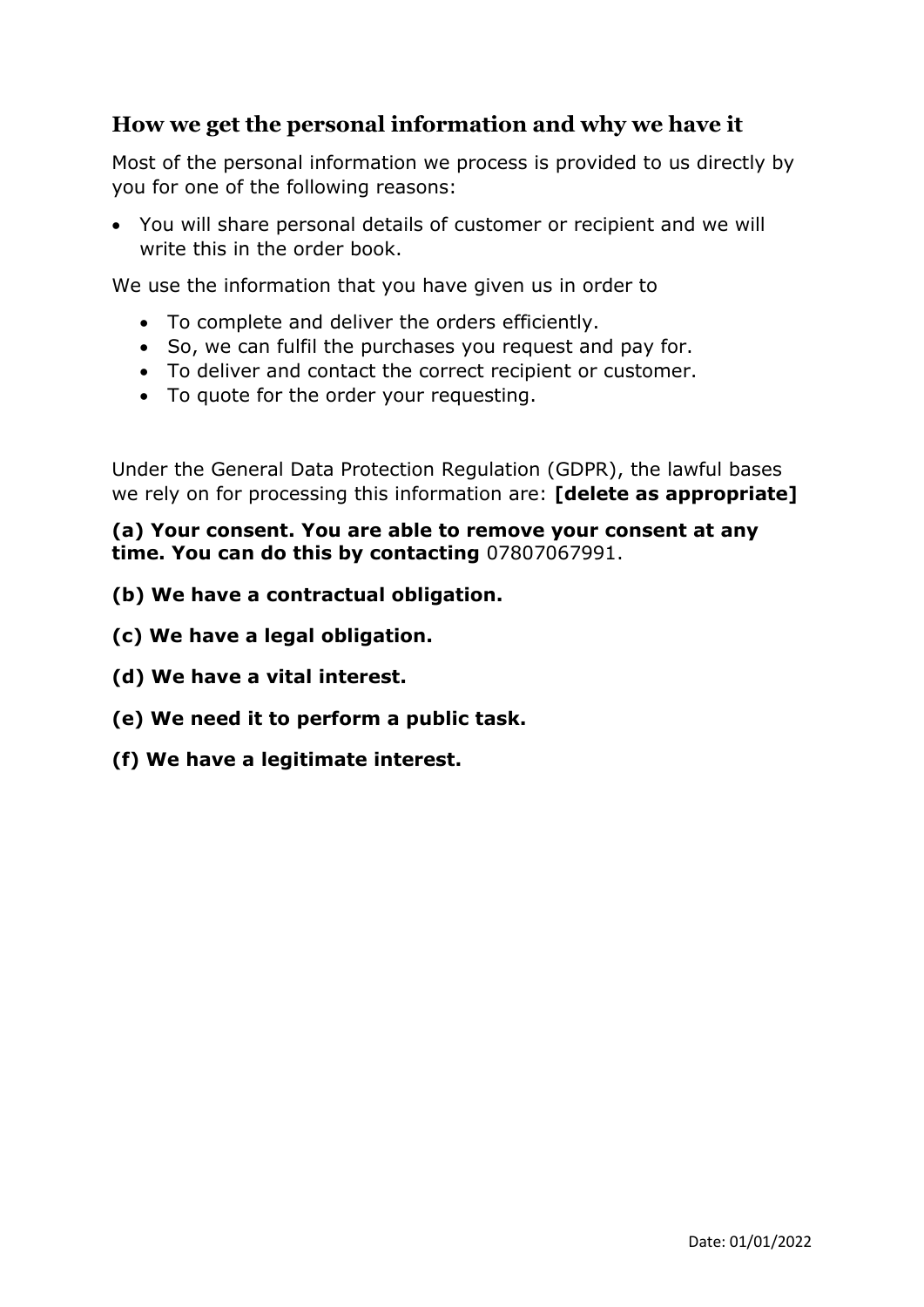## How we get the personal information and why we have it

Most of the personal information we process is provided to us directly by you for one of the following reasons:

- You will share personal details of customer or recipient and we will write this in the order book.

We use the information that you have given us in order to

- To complete and deliver the orders efficiently.
- So, we can fulfil the purchases you request and pay for.
- To deliver and contact the correct recipient or customer.
- To quote for the order your requesting.

Under the General Data Protection Regulation (GDPR), the lawful bases we rely on for processing this information are: **[delete as appropriate]**

**(a) Your consent. You are able to remove your consent at any time. You can do this by contacting** 07807067991.

**(b) We have a contractual obligation.**

**(c) We have a legal obligation.**

**(d) We have a vital interest.**

**(e) We need it to perform a public task.**

**(f) We have a legitimate interest.**

Date: 01/01/2022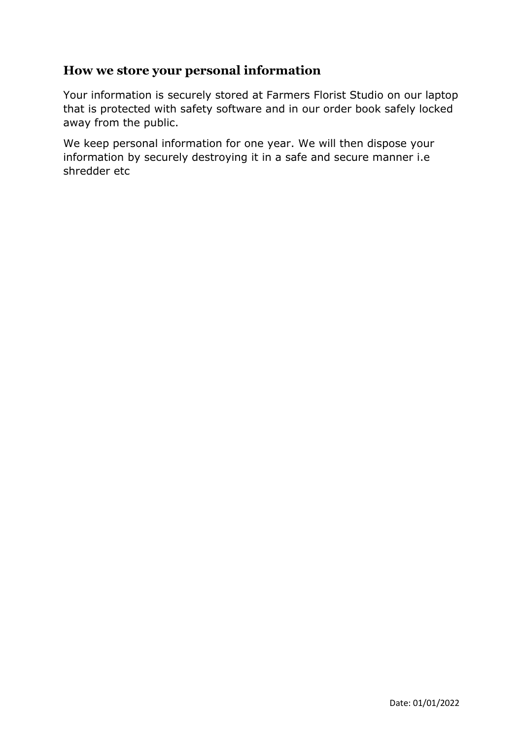## How we store your personal information

Your information is securely stored at Farmers Florist Studio on our laptop that is protected with safety software and in our order book safely locked away from the public.

We keep personal information for one year. We will then dispose your information by securely destroying it in a safe and secure manner i.e shredder etc

Date: 01/01/2022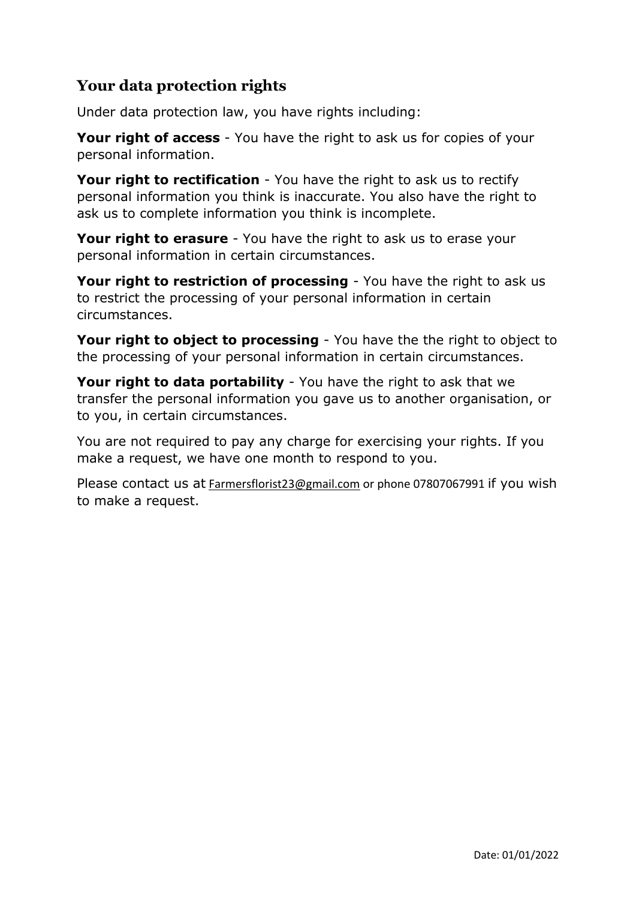## Your data protection rights

Under data protection law, you have rights including:

**Your right of access** - You have the right to ask us for copies of your personal information.

**Your right to rectification** - You have the right to ask us to rectify personal information you think is inaccurate. You also have the right to ask us to complete information you think is incomplete.

**Your right to erasure** - You have the right to ask us to erase your personal information in certain circumstances.

**Your right to restriction of processing** - You have the right to ask us to restrict the processing of your personal information in certain circumstances.

**Your right to object to processing** - You have the the right to object to the processing of your personal information in certain circumstances.

**Your right to data portability** - You have the right to ask that we transfer the personal information you gave us to another organisation, or to you, in certain circumstances.

You are not required to pay any charge for exercising your rights. If you make a request, we have one month to respond to you.

Please contact us at Farmersflorist23@gmail.com or phone 07807067991 if you wish to make a request.

Date: 01/01/2022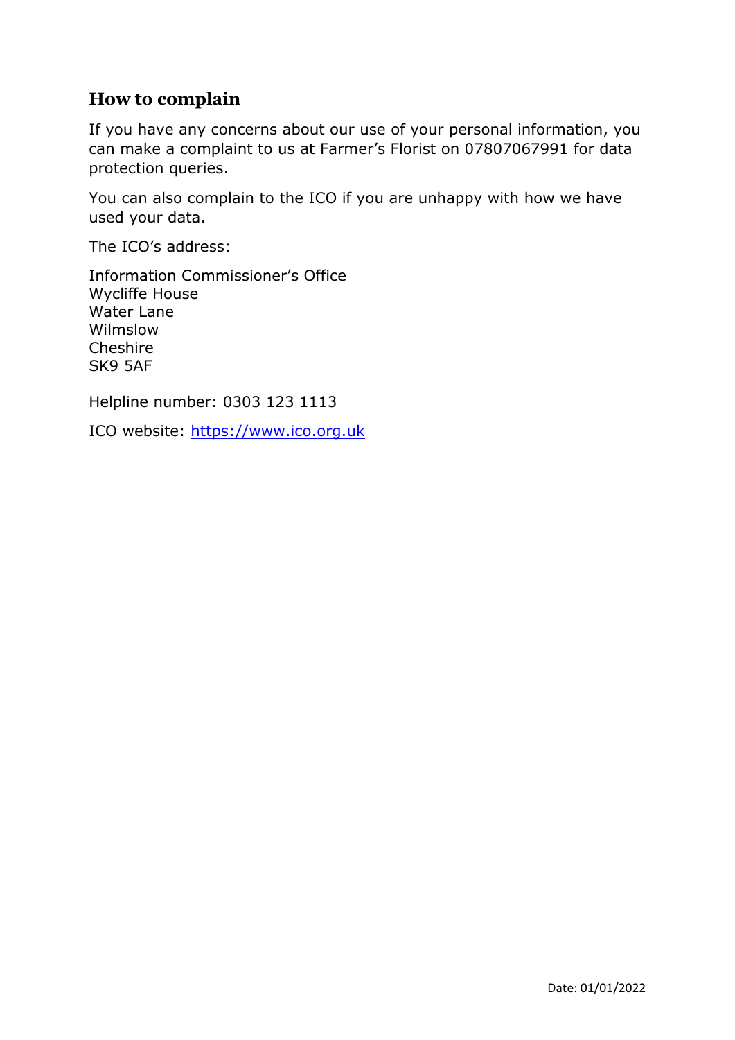## How to complain

If you have any concerns about our use of your personal information, you can make a complaint to us at Farmer's Florist on 07807067991 for data protection queries.

You can also complain to the ICO if you are unhappy with how we have used your data.

The ICO's address:

Information Commissioner's Office  
Wycliffe House  
Water Lane  
Wilmslow  
Cheshire  
SK9 5AF

Helpline number: 0303 123 1113

ICO website: [https://www.ico.org.uk](https://www.ico.org.uk)

Date: 01/01/2022